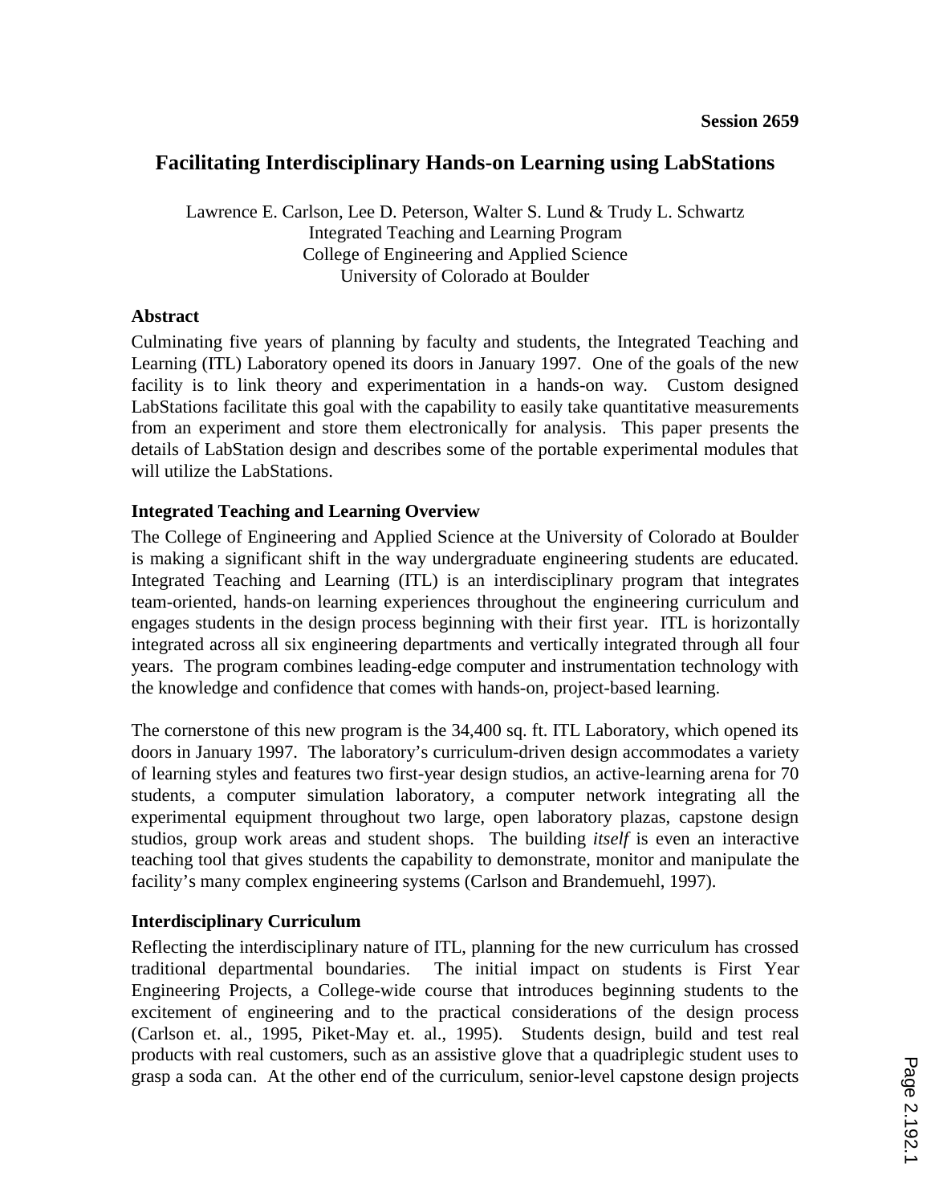**Session 2659**

# Facilitating Interdisciplinary Hands-on Learning using LabStations

Lawrence E. Carlson, Lee D. Peterson, Walter S. Lund & Trudy L. Schwartz
Integrated Teaching and Learning Program
College of Engineering and Applied Science
University of Colorado at Boulder

## Abstract

Culminating five years of planning by faculty and students, the Integrated Teaching and Learning (ITL) Laboratory opened its doors in January 1997. One of the goals of the new facility is to link theory and experimentation in a hands-on way. Custom designed LabStations facilitate this goal with the capability to easily take quantitative measurements from an experiment and store them electronically for analysis. This paper presents the details of LabStation design and describes some of the portable experimental modules that will utilize the LabStations.

## Integrated Teaching and Learning Overview

The College of Engineering and Applied Science at the University of Colorado at Boulder is making a significant shift in the way undergraduate engineering students are educated. Integrated Teaching and Learning (ITL) is an interdisciplinary program that integrates team-oriented, hands-on learning experiences throughout the engineering curriculum and engages students in the design process beginning with their first year. ITL is horizontally integrated across all six engineering departments and vertically integrated through all four years. The program combines leading-edge computer and instrumentation technology with the knowledge and confidence that comes with hands-on, project-based learning.

The cornerstone of this new program is the 34,400 sq. ft. ITL Laboratory, which opened its doors in January 1997. The laboratory's curriculum-driven design accommodates a variety of learning styles and features two first-year design studios, an active-learning arena for 70 students, a computer simulation laboratory, a computer network integrating all the experimental equipment throughout two large, open laboratory plazas, capstone design studios, group work areas and student shops. The building *itself* is even an interactive teaching tool that gives students the capability to demonstrate, monitor and manipulate the facility's many complex engineering systems (Carlson and Brandemuehl, 1997).

## Interdisciplinary Curriculum

Reflecting the interdisciplinary nature of ITL, planning for the new curriculum has crossed traditional departmental boundaries. The initial impact on students is First Year Engineering Projects, a College-wide course that introduces beginning students to the excitement of engineering and to the practical considerations of the design process (Carlson et. al., 1995, Piket-May et. al., 1995). Students design, build and test real products with real customers, such as an assistive glove that a quadriplegic student uses to grasp a soda can. At the other end of the curriculum, senior-level capstone design projects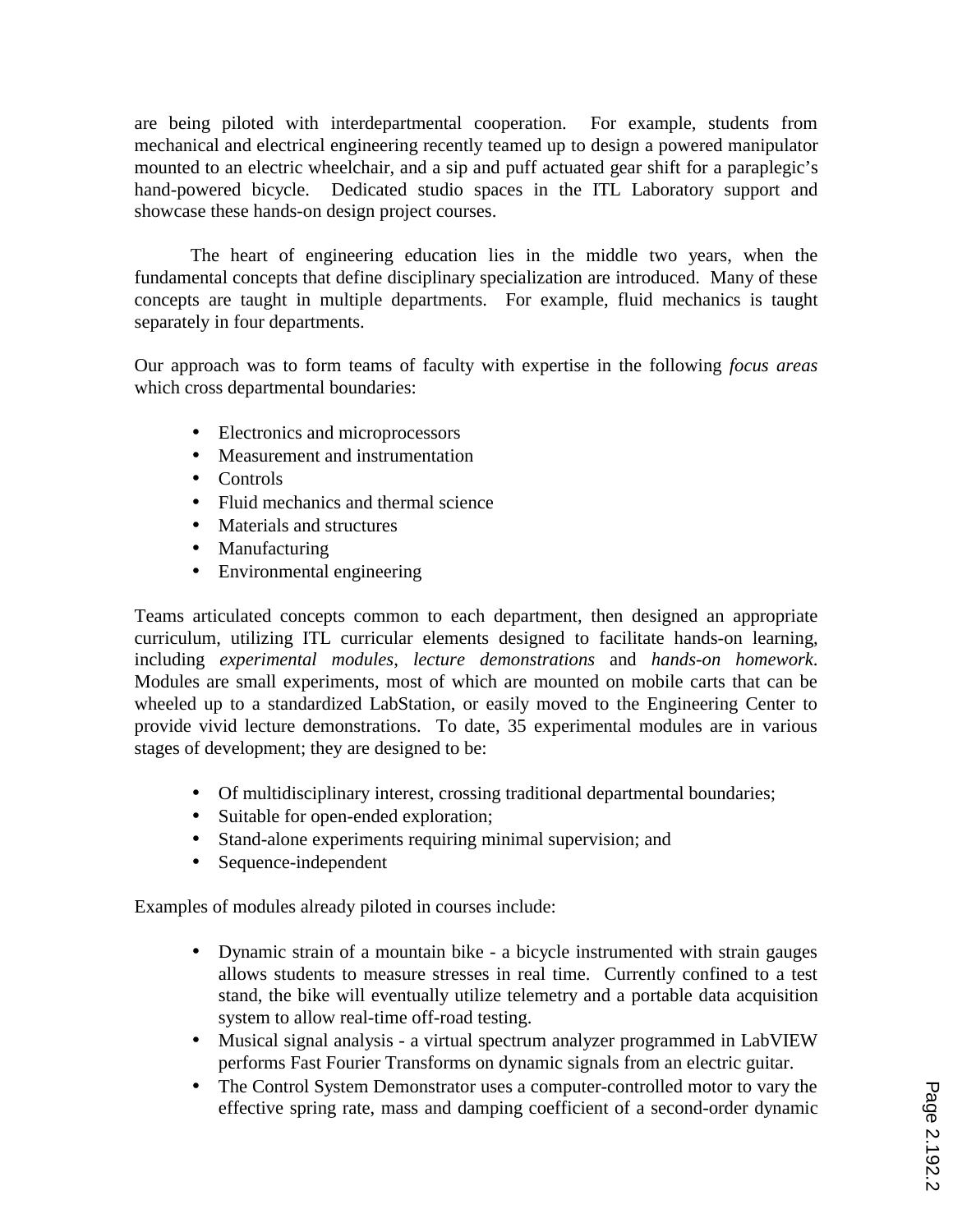are being piloted with interdepartmental cooperation. For example, students from mechanical and electrical engineering recently teamed up to design a powered manipulator mounted to an electric wheelchair, and a sip and puff actuated gear shift for a paraplegic's hand-powered bicycle. Dedicated studio spaces in the ITL Laboratory support and showcase these hands-on design project courses.

The heart of engineering education lies in the middle two years, when the fundamental concepts that define disciplinary specialization are introduced. Many of these concepts are taught in multiple departments. For example, fluid mechanics is taught separately in four departments.

Our approach was to form teams of faculty with expertise in the following *focus areas* which cross departmental boundaries:

- Electronics and microprocessors
- Measurement and instrumentation
- Controls
- Fluid mechanics and thermal science
- Materials and structures
- Manufacturing
- Environmental engineering

Teams articulated concepts common to each department, then designed an appropriate curriculum, utilizing ITL curricular elements designed to facilitate hands-on learning, including *experimental modules*, *lecture demonstrations* and *hands-on homework*. Modules are small experiments, most of which are mounted on mobile carts that can be wheeled up to a standardized LabStation, or easily moved to the Engineering Center to provide vivid lecture demonstrations. To date, 35 experimental modules are in various stages of development; they are designed to be:

- Of multidisciplinary interest, crossing traditional departmental boundaries;
- Suitable for open-ended exploration;
- Stand-alone experiments requiring minimal supervision; and
- Sequence-independent

Examples of modules already piloted in courses include:

- Dynamic strain of a mountain bike - a bicycle instrumented with strain gauges allows students to measure stresses in real time. Currently confined to a test stand, the bike will eventually utilize telemetry and a portable data acquisition system to allow real-time off-road testing.
- Musical signal analysis - a virtual spectrum analyzer programmed in LabVIEW performs Fast Fourier Transforms on dynamic signals from an electric guitar.
- The Control System Demonstrator uses a computer-controlled motor to vary the effective spring rate, mass and damping coefficient of a second-order dynamic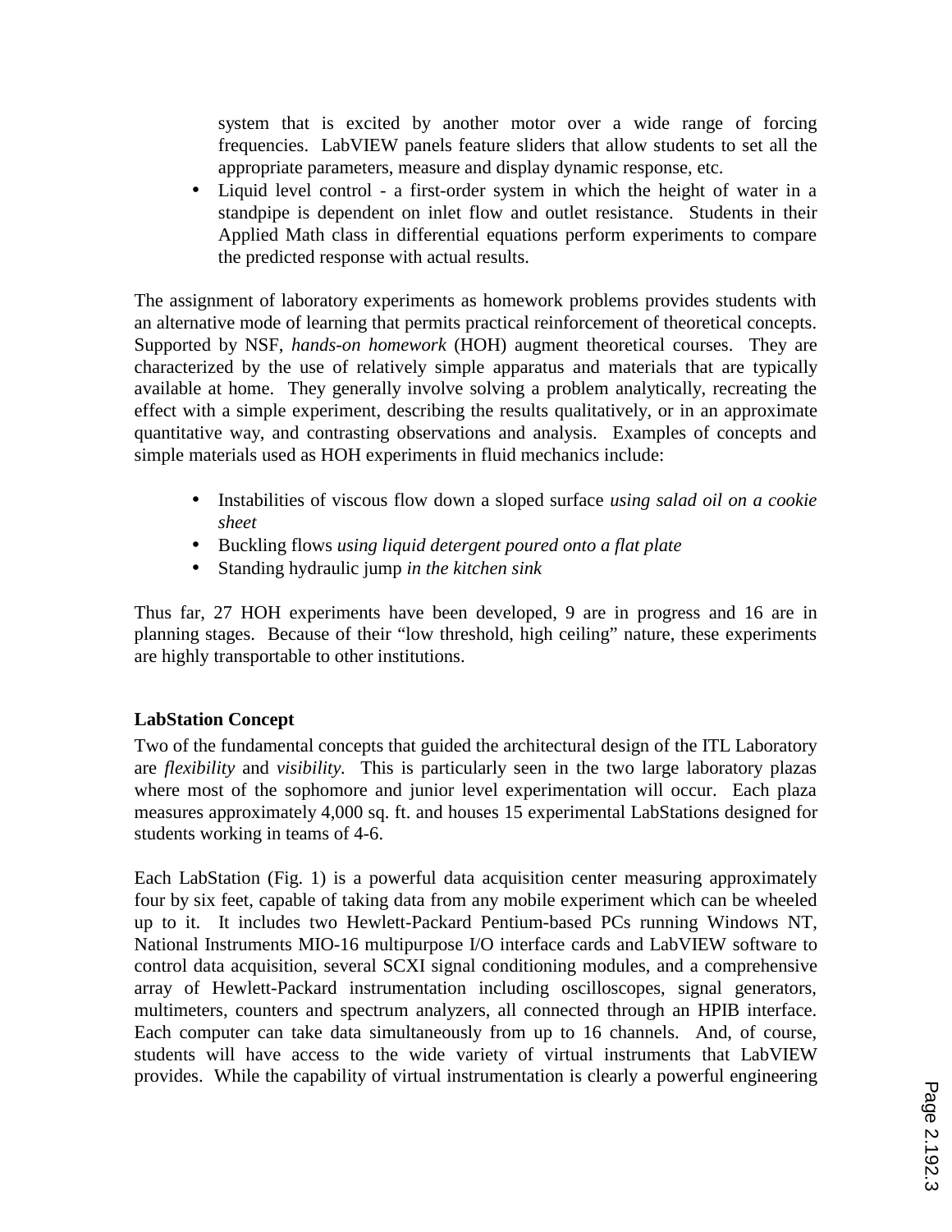system that is excited by another motor over a wide range of forcing frequencies. LabVIEW panels feature sliders that allow students to set all the appropriate parameters, measure and display dynamic response, etc.

- Liquid level control - a first-order system in which the height of water in a standpipe is dependent on inlet flow and outlet resistance. Students in their Applied Math class in differential equations perform experiments to compare the predicted response with actual results.

The assignment of laboratory experiments as homework problems provides students with an alternative mode of learning that permits practical reinforcement of theoretical concepts. Supported by NSF, *hands-on homework* (HOH) augment theoretical courses. They are characterized by the use of relatively simple apparatus and materials that are typically available at home. They generally involve solving a problem analytically, recreating the effect with a simple experiment, describing the results qualitatively, or in an approximate quantitative way, and contrasting observations and analysis. Examples of concepts and simple materials used as HOH experiments in fluid mechanics include:

- Instabilities of viscous flow down a sloped surface *using salad oil on a cookie sheet*
- Buckling flows *using liquid detergent poured onto a flat plate*
- Standing hydraulic jump *in the kitchen sink*

Thus far, 27 HOH experiments have been developed, 9 are in progress and 16 are in planning stages. Because of their "low threshold, high ceiling" nature, these experiments are highly transportable to other institutions.

**LabStation Concept**

Two of the fundamental concepts that guided the architectural design of the ITL Laboratory are *flexibility* and *visibility.* This is particularly seen in the two large laboratory plazas where most of the sophomore and junior level experimentation will occur. Each plaza measures approximately 4,000 sq. ft. and houses 15 experimental LabStations designed for students working in teams of 4-6.

Each LabStation (Fig. 1) is a powerful data acquisition center measuring approximately four by six feet, capable of taking data from any mobile experiment which can be wheeled up to it. It includes two Hewlett-Packard Pentium-based PCs running Windows NT, National Instruments MIO-16 multipurpose I/O interface cards and LabVIEW software to control data acquisition, several SCXI signal conditioning modules, and a comprehensive array of Hewlett-Packard instrumentation including oscilloscopes, signal generators, multimeters, counters and spectrum analyzers, all connected through an HPIB interface. Each computer can take data simultaneously from up to 16 channels. And, of course, students will have access to the wide variety of virtual instruments that LabVIEW provides. While the capability of virtual instrumentation is clearly a powerful engineering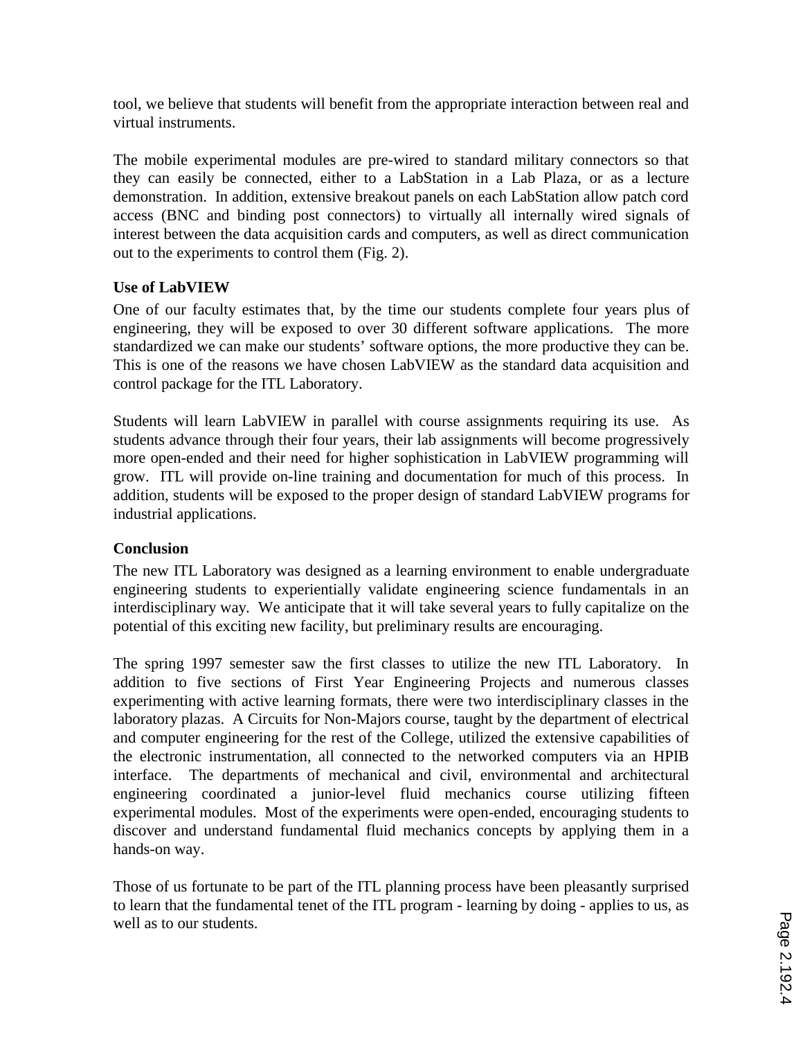tool, we believe that students will benefit from the appropriate interaction between real and virtual instruments.

The mobile experimental modules are pre-wired to standard military connectors so that they can easily be connected, either to a LabStation in a Lab Plaza, or as a lecture demonstration. In addition, extensive breakout panels on each LabStation allow patch cord access (BNC and binding post connectors) to virtually all internally wired signals of interest between the data acquisition cards and computers, as well as direct communication out to the experiments to control them (Fig. 2).

**Use of LabVIEW**

One of our faculty estimates that, by the time our students complete four years plus of engineering, they will be exposed to over 30 different software applications. The more standardized we can make our students' software options, the more productive they can be. This is one of the reasons we have chosen LabVIEW as the standard data acquisition and control package for the ITL Laboratory.

Students will learn LabVIEW in parallel with course assignments requiring its use. As students advance through their four years, their lab assignments will become progressively more open-ended and their need for higher sophistication in LabVIEW programming will grow. ITL will provide on-line training and documentation for much of this process. In addition, students will be exposed to the proper design of standard LabVIEW programs for industrial applications.

**Conclusion**

The new ITL Laboratory was designed as a learning environment to enable undergraduate engineering students to experientially validate engineering science fundamentals in an interdisciplinary way. We anticipate that it will take several years to fully capitalize on the potential of this exciting new facility, but preliminary results are encouraging.

The spring 1997 semester saw the first classes to utilize the new ITL Laboratory. In addition to five sections of First Year Engineering Projects and numerous classes experimenting with active learning formats, there were two interdisciplinary classes in the laboratory plazas. A Circuits for Non-Majors course, taught by the department of electrical and computer engineering for the rest of the College, utilized the extensive capabilities of the electronic instrumentation, all connected to the networked computers via an HPIB interface. The departments of mechanical and civil, environmental and architectural engineering coordinated a junior-level fluid mechanics course utilizing fifteen experimental modules. Most of the experiments were open-ended, encouraging students to discover and understand fundamental fluid mechanics concepts by applying them in a hands-on way.

Those of us fortunate to be part of the ITL planning process have been pleasantly surprised to learn that the fundamental tenet of the ITL program - learning by doing - applies to us, as well as to our students.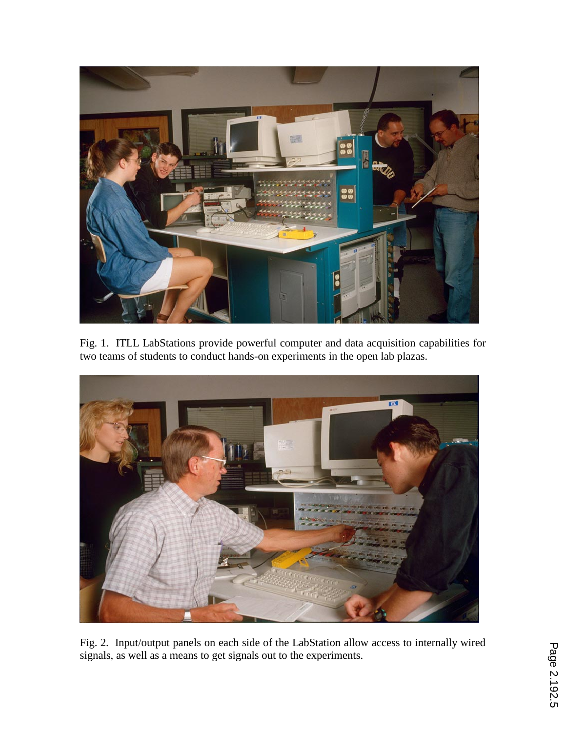Fig. 1. ITLL LabStations provide powerful computer and data acquisition capabilities for two teams of students to conduct hands-on experiments in the open lab plazas.

Fig. 2. Input/output panels on each side of the LabStation allow access to internally wired signals, as well as a means to get signals out to the experiments.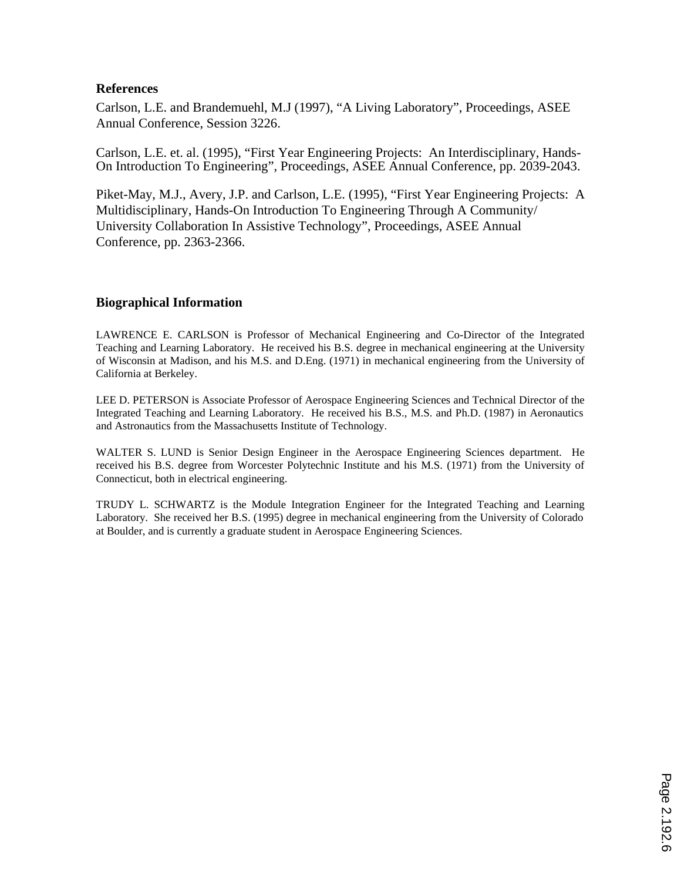## References

Carlson, L.E. and Brandemuehl, M.J (1997), "A Living Laboratory", Proceedings, ASEE Annual Conference, Session 3226.

Carlson, L.E. et. al. (1995), "First Year Engineering Projects: An Interdisciplinary, Hands-On Introduction To Engineering", Proceedings, ASEE Annual Conference, pp. 2039-2043.

Piket-May, M.J., Avery, J.P. and Carlson, L.E. (1995), "First Year Engineering Projects: A Multidisciplinary, Hands-On Introduction To Engineering Through A Community/ University Collaboration In Assistive Technology", Proceedings, ASEE Annual Conference, pp. 2363-2366.

## Biographical Information

LAWRENCE E. CARLSON is Professor of Mechanical Engineering and Co-Director of the Integrated Teaching and Learning Laboratory. He received his B.S. degree in mechanical engineering at the University of Wisconsin at Madison, and his M.S. and D.Eng. (1971) in mechanical engineering from the University of California at Berkeley.

LEE D. PETERSON is Associate Professor of Aerospace Engineering Sciences and Technical Director of the Integrated Teaching and Learning Laboratory. He received his B.S., M.S. and Ph.D. (1987) in Aeronautics and Astronautics from the Massachusetts Institute of Technology.

WALTER S. LUND is Senior Design Engineer in the Aerospace Engineering Sciences department. He received his B.S. degree from Worcester Polytechnic Institute and his M.S. (1971) from the University of Connecticut, both in electrical engineering.

TRUDY L. SCHWARTZ is the Module Integration Engineer for the Integrated Teaching and Learning Laboratory. She received her B.S. (1995) degree in mechanical engineering from the University of Colorado at Boulder, and is currently a graduate student in Aerospace Engineering Sciences.